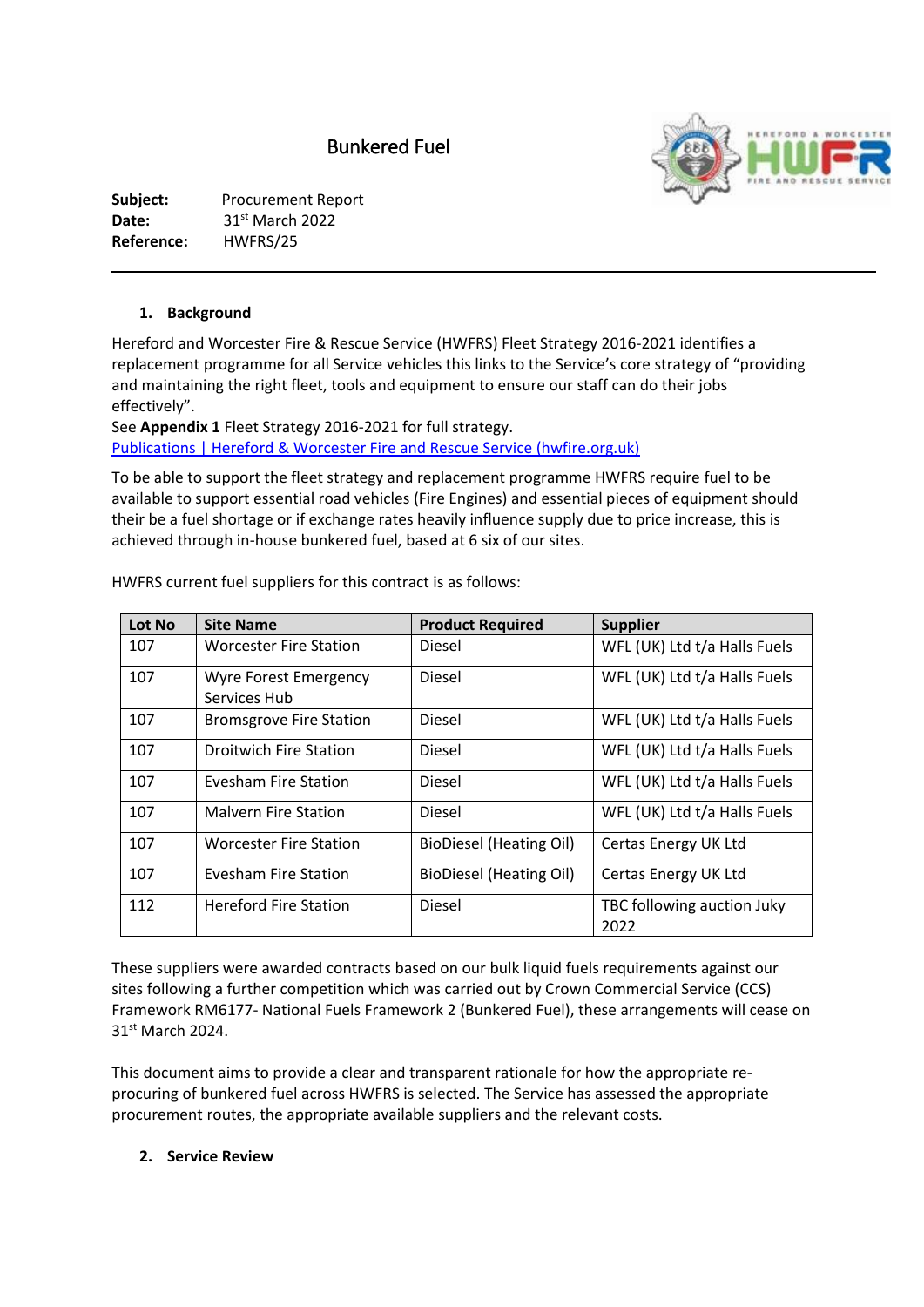# Bunkered Fuel

**Subject:** Procurement Report
**Date:** 31st March 2022
**Reference:** HWFRS/25

---

## 1. Background

Hereford and Worcester Fire & Rescue Service (HWFRS) Fleet Strategy 2016-2021 identifies a replacement programme for all Service vehicles this links to the Service's core strategy of "providing and maintaining the right fleet, tools and equipment to ensure our staff can do their jobs effectively".

See **Appendix 1** Fleet Strategy 2016-2021 for full strategy.
[Publications | Hereford & Worcester Fire and Rescue Service (hwfire.org.uk)](Publications | Hereford & Worcester Fire and Rescue Service (hwfire.org.uk))

To be able to support the fleet strategy and replacement programme HWFRS require fuel to be available to support essential road vehicles (Fire Engines) and essential pieces of equipment should their be a fuel shortage or if exchange rates heavily influence supply due to price increase, this is achieved through in-house bunkered fuel, based at 6 six of our sites.

HWFRS current fuel suppliers for this contract is as follows:

| Lot No | Site Name | Product Required | Supplier |
|---|---|---|---|
| 107 | Worcester Fire Station | Diesel | WFL (UK) Ltd t/a Halls Fuels |
| 107 | Wyre Forest Emergency Services Hub | Diesel | WFL (UK) Ltd t/a Halls Fuels |
| 107 | Bromsgrove Fire Station | Diesel | WFL (UK) Ltd t/a Halls Fuels |
| 107 | Droitwich Fire Station | Diesel | WFL (UK) Ltd t/a Halls Fuels |
| 107 | Evesham Fire Station | Diesel | WFL (UK) Ltd t/a Halls Fuels |
| 107 | Malvern Fire Station | Diesel | WFL (UK) Ltd t/a Halls Fuels |
| 107 | Worcester Fire Station | BioDiesel (Heating Oil) | Certas Energy UK Ltd |
| 107 | Evesham Fire Station | BioDiesel (Heating Oil) | Certas Energy UK Ltd |
| 112 | Hereford Fire Station | Diesel | TBC following auction Juky 2022 |

These suppliers were awarded contracts based on our bulk liquid fuels requirements against our sites following a further competition which was carried out by Crown Commercial Service (CCS) Framework RM6177- National Fuels Framework 2 (Bunkered Fuel), these arrangements will cease on 31st March 2024.

This document aims to provide a clear and transparent rationale for how the appropriate re-procuring of bunkered fuel across HWFRS is selected. The Service has assessed the appropriate procurement routes, the appropriate available suppliers and the relevant costs.

## 2. Service Review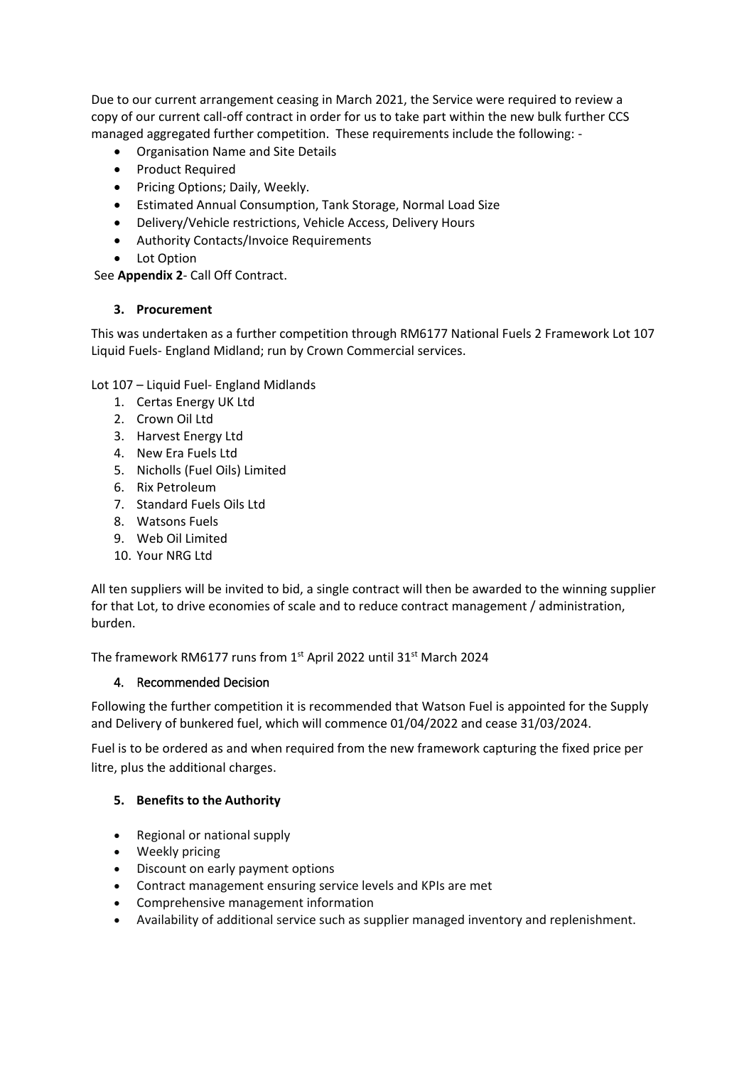Due to our current arrangement ceasing in March 2021, the Service were required to review a copy of our current call-off contract in order for us to take part within the new bulk further CCS managed aggregated further competition. These requirements include the following: -

- Organisation Name and Site Details
- Product Required
- Pricing Options; Daily, Weekly.
- Estimated Annual Consumption, Tank Storage, Normal Load Size
- Delivery/Vehicle restrictions, Vehicle Access, Delivery Hours
- Authority Contacts/Invoice Requirements
- Lot Option

See **Appendix 2**- Call Off Contract.

### 3. Procurement

This was undertaken as a further competition through RM6177 National Fuels 2 Framework Lot 107 Liquid Fuels- England Midland; run by Crown Commercial services.

Lot 107 – Liquid Fuel- England Midlands

1. Certas Energy UK Ltd
2. Crown Oil Ltd
3. Harvest Energy Ltd
4. New Era Fuels Ltd
5. Nicholls (Fuel Oils) Limited
6. Rix Petroleum
7. Standard Fuels Oils Ltd
8. Watsons Fuels
9. Web Oil Limited
10. Your NRG Ltd

All ten suppliers will be invited to bid, a single contract will then be awarded to the winning supplier for that Lot, to drive economies of scale and to reduce contract management / administration, burden.

The framework RM6177 runs from 1st April 2022 until 31st March 2024

### 4. Recommended Decision

Following the further competition it is recommended that Watson Fuel is appointed for the Supply and Delivery of bunkered fuel, which will commence 01/04/2022 and cease 31/03/2024.

Fuel is to be ordered as and when required from the new framework capturing the fixed price per litre, plus the additional charges.

### 5. Benefits to the Authority

- Regional or national supply
- Weekly pricing
- Discount on early payment options
- Contract management ensuring service levels and KPIs are met
- Comprehensive management information
- Availability of additional service such as supplier managed inventory and replenishment.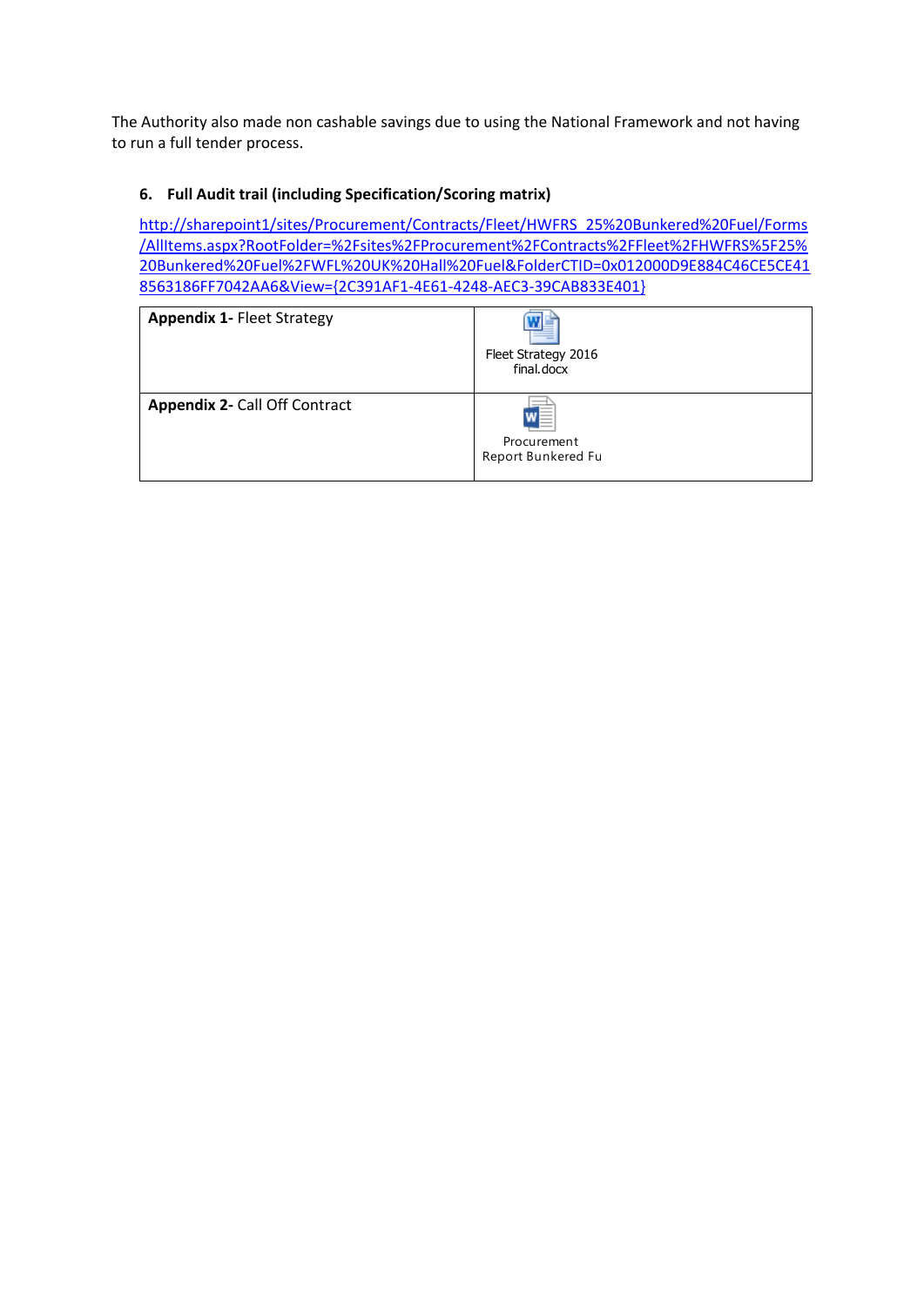The Authority also made non cashable savings due to using the National Framework and not having to run a full tender process.

### 6. Full Audit trail (including Specification/Scoring matrix)

http://sharepoint1/sites/Procurement/Contracts/Fleet/HWFRS_25%20Bunkered%20Fuel/Forms/AllItems.aspx?RootFolder=%2Fsites%2FProcurement%2FContracts%2FFleet%2FHWFRS%5F25%20Bunkered%20Fuel%2FWFL%20UK%20Hall%20Fuel&FolderCTID=0x012000D9E884C46CE5CE418563186FF7042AA6&View={2C391AF1-4E61-4248-AEC3-39CAB833E401}

| | |
|---|---|
| **Appendix 1-** Fleet Strategy | Fleet Strategy 2016 final.docx |
| **Appendix 2-** Call Off Contract | Procurement Report Bunkered Fu |